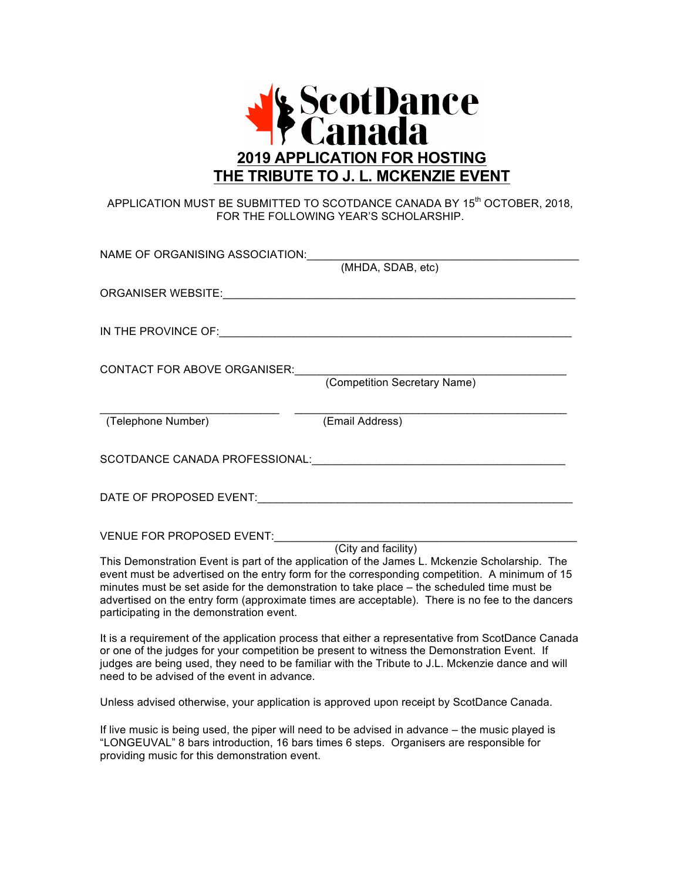ScotDance Canada

# 2019 APPLICATION FOR HOSTING THE TRIBUTE TO J. L. MCKENZIE EVENT

APPLICATION MUST BE SUBMITTED TO SCOTDANCE CANADA BY 15th OCTOBER, 2018, FOR THE FOLLOWING YEAR'S SCHOLARSHIP.

NAME OF ORGANISING ASSOCIATION:___________________________________________
(MHDA, SDAB, etc)

ORGANISER WEBSITE:_____________________________________________________

IN THE PROVINCE OF:_____________________________________________________

CONTACT FOR ABOVE ORGANISER:___________________________________________
(Competition Secretary Name)

___________________________ ___________________________________________
(Telephone Number) (Email Address)

SCOTDANCE CANADA PROFESSIONAL:_________________________________________

DATE OF PROPOSED EVENT:_________________________________________________

VENUE FOR PROPOSED EVENT:_______________________________________________
(City and facility)

This Demonstration Event is part of the application of the James L. Mckenzie Scholarship. The event must be advertised on the entry form for the corresponding competition. A minimum of 15 minutes must be set aside for the demonstration to take place – the scheduled time must be advertised on the entry form (approximate times are acceptable). There is no fee to the dancers participating in the demonstration event.

It is a requirement of the application process that either a representative from ScotDance Canada or one of the judges for your competition be present to witness the Demonstration Event. If judges are being used, they need to be familiar with the Tribute to J.L. Mckenzie dance and will need to be advised of the event in advance.

Unless advised otherwise, your application is approved upon receipt by ScotDance Canada.

If live music is being used, the piper will need to be advised in advance – the music played is "LONGEUVAL" 8 bars introduction, 16 bars times 6 steps. Organisers are responsible for providing music for this demonstration event.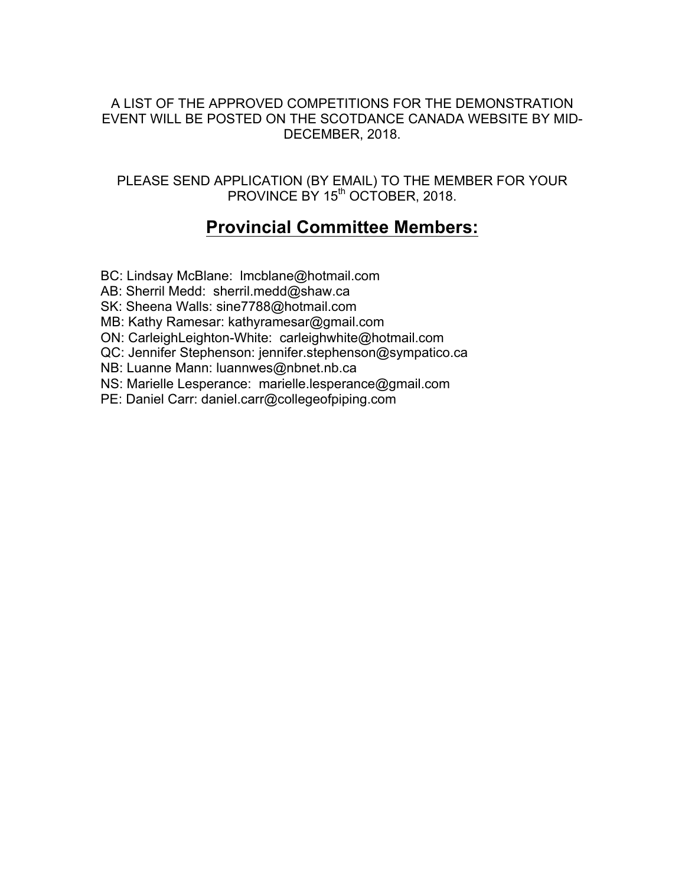A LIST OF THE APPROVED COMPETITIONS FOR THE DEMONSTRATION EVENT WILL BE POSTED ON THE SCOTDANCE CANADA WEBSITE BY MID-DECEMBER, 2018.

PLEASE SEND APPLICATION (BY EMAIL) TO THE MEMBER FOR YOUR PROVINCE BY 15th OCTOBER, 2018.

## Provincial Committee Members:

BC: Lindsay McBlane: lmcblane@hotmail.com
AB: Sherril Medd: sherril.medd@shaw.ca
SK: Sheena Walls: sine7788@hotmail.com
MB: Kathy Ramesar: kathyramesar@gmail.com
ON: CarleighLeighton-White: carleighwhite@hotmail.com
QC: Jennifer Stephenson: jennifer.stephenson@sympatico.ca
NB: Luanne Mann: luannwes@nbnet.nb.ca
NS: Marielle Lesperance: marielle.lesperance@gmail.com
PE: Daniel Carr: daniel.carr@collegeofpiping.com